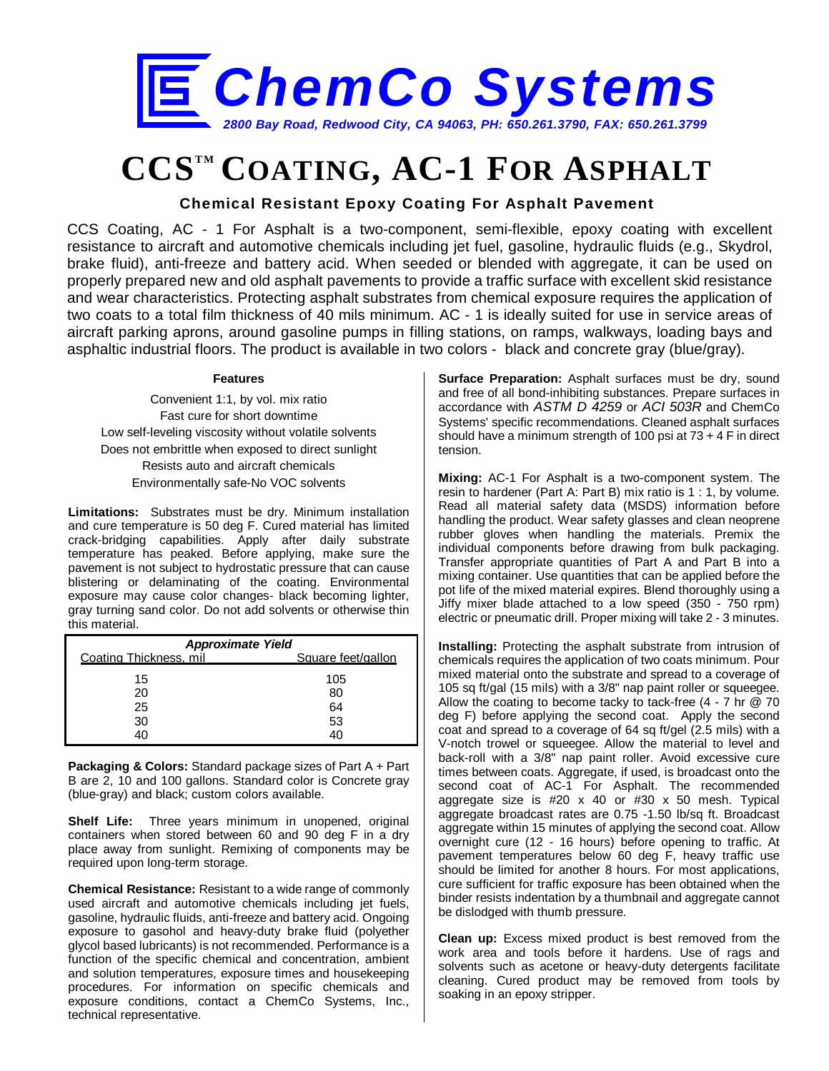# ChemCo Systems

*2800 Bay Road, Redwood City, CA 94063, PH: 650.261.3790, FAX: 650.261.3799*

# CCS™ COATING, AC-1 FOR ASPHALT

### Chemical Resistant Epoxy Coating For Asphalt Pavement

CCS Coating, AC - 1 For Asphalt is a two-component, semi-flexible, epoxy coating with excellent resistance to aircraft and automotive chemicals including jet fuel, gasoline, hydraulic fluids (e.g., Skydrol, brake fluid), anti-freeze and battery acid. When seeded or blended with aggregate, it can be used on properly prepared new and old asphalt pavements to provide a traffic surface with excellent skid resistance and wear characteristics. Protecting asphalt substrates from chemical exposure requires the application of two coats to a total film thickness of 40 mils minimum. AC - 1 is ideally suited for use in service areas of aircraft parking aprons, around gasoline pumps in filling stations, on ramps, walkways, loading bays and asphaltic industrial floors. The product is available in two colors - black and concrete gray (blue/gray).

**Features**

Convenient 1:1, by vol. mix ratio
Fast cure for short downtime
Low self-leveling viscosity without volatile solvents
Does not embrittle when exposed to direct sunlight
Resists auto and aircraft chemicals
Environmentally safe-No VOC solvents

**Limitations:** Substrates must be dry. Minimum installation and cure temperature is 50 deg F. Cured material has limited crack-bridging capabilities. Apply after daily substrate temperature has peaked. Before applying, make sure the pavement is not subject to hydrostatic pressure that can cause blistering or delaminating of the coating. Environmental exposure may cause color changes- black becoming lighter, gray turning sand color. Do not add solvents or otherwise thin this material.

***Approximate Yield***

| Coating Thickness, mil | Square feet/gallon |
|---|---|
| 15 | 105 |
| 20 | 80 |
| 25 | 64 |
| 30 | 53 |
| 40 | 40 |

**Packaging & Colors:** Standard package sizes of Part A + Part B are 2, 10 and 100 gallons. Standard color is Concrete gray (blue-gray) and black; custom colors available.

**Shelf Life:** Three years minimum in unopened, original containers when stored between 60 and 90 deg F in a dry place away from sunlight. Remixing of components may be required upon long-term storage.

**Chemical Resistance:** Resistant to a wide range of commonly used aircraft and automotive chemicals including jet fuels, gasoline, hydraulic fluids, anti-freeze and battery acid. Ongoing exposure to gasohol and heavy-duty brake fluid (polyether glycol based lubricants) is not recommended. Performance is a function of the specific chemical and concentration, ambient and solution temperatures, exposure times and housekeeping procedures. For information on specific chemicals and exposure conditions, contact a ChemCo Systems, Inc., technical representative.

**Surface Preparation:** Asphalt surfaces must be dry, sound and free of all bond-inhibiting substances. Prepare surfaces in accordance with *ASTM D 4259* or *ACI 503R* and ChemCo Systems' specific recommendations. Cleaned asphalt surfaces should have a minimum strength of 100 psi at 73 + 4 F in direct tension.

**Mixing:** AC-1 For Asphalt is a two-component system. The resin to hardener (Part A: Part B) mix ratio is 1 : 1, by volume. Read all material safety data (MSDS) information before handling the product. Wear safety glasses and clean neoprene rubber gloves when handling the materials. Premix the individual components before drawing from bulk packaging. Transfer appropriate quantities of Part A and Part B into a mixing container. Use quantities that can be applied before the pot life of the mixed material expires. Blend thoroughly using a Jiffy mixer blade attached to a low speed (350 - 750 rpm) electric or pneumatic drill. Proper mixing will take 2 - 3 minutes.

**Installing:** Protecting the asphalt substrate from intrusion of chemicals requires the application of two coats minimum. Pour mixed material onto the substrate and spread to a coverage of 105 sq ft/gal (15 mils) with a 3/8" nap paint roller or squeegee. Allow the coating to become tacky to tack-free (4 - 7 hr @ 70 deg F) before applying the second coat. Apply the second coat and spread to a coverage of 64 sq ft/gel (2.5 mils) with a V-notch trowel or squeegee. Allow the material to level and back-roll with a 3/8" nap paint roller. Avoid excessive cure times between coats. Aggregate, if used, is broadcast onto the second coat of AC-1 For Asphalt. The recommended aggregate size is #20 x 40 or #30 x 50 mesh. Typical aggregate broadcast rates are 0.75 -1.50 lb/sq ft. Broadcast aggregate within 15 minutes of applying the second coat. Allow overnight cure (12 - 16 hours) before opening to traffic. At pavement temperatures below 60 deg F, heavy traffic use should be limited for another 8 hours. For most applications, cure sufficient for traffic exposure has been obtained when the binder resists indentation by a thumbnail and aggregate cannot be dislodged with thumb pressure.

**Clean up:** Excess mixed product is best removed from the work area and tools before it hardens. Use of rags and solvents such as acetone or heavy-duty detergents facilitate cleaning. Cured product may be removed from tools by soaking in an epoxy stripper.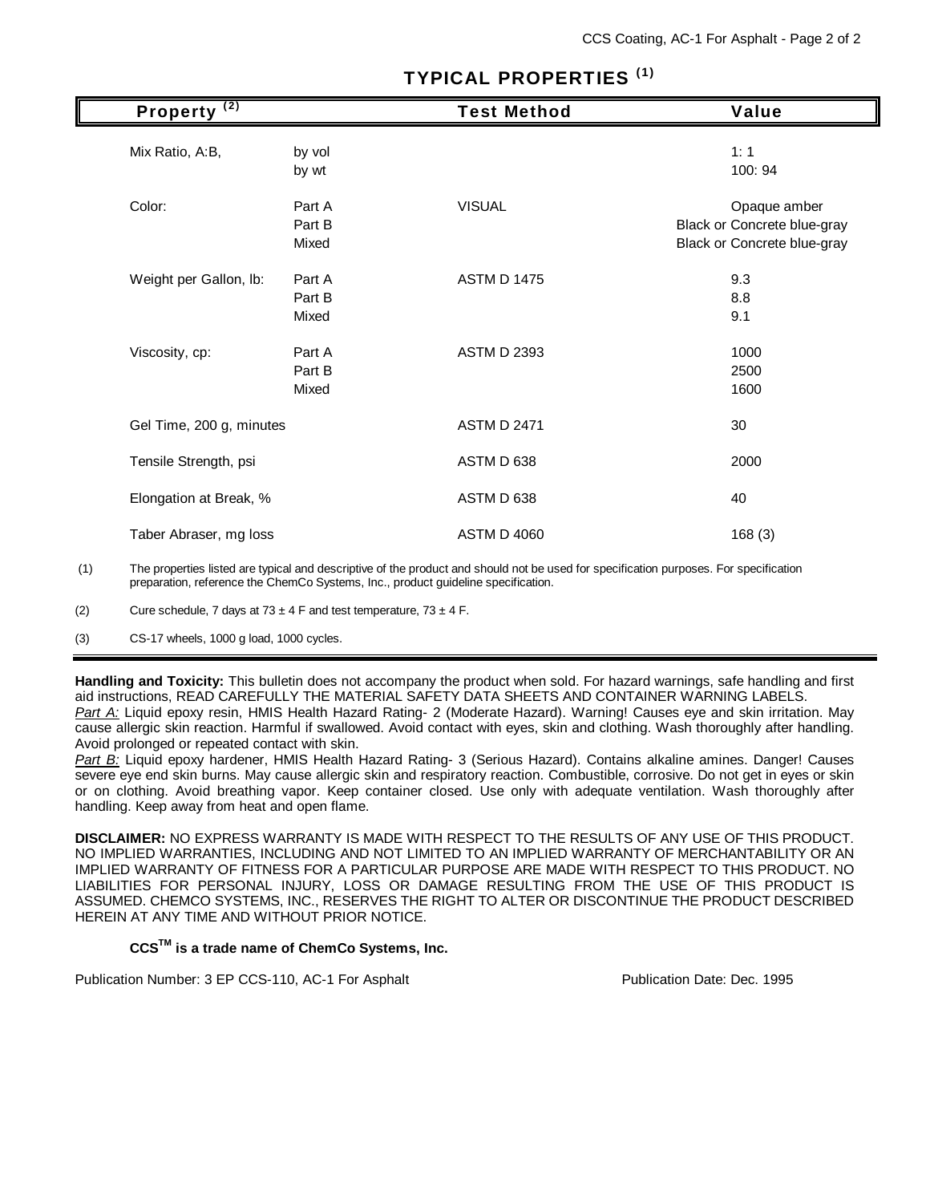## TYPICAL PROPERTIES (1)

| Property (2) | | Test Method | Value |
|---|---|---|---|
| Mix Ratio, A:B, | by vol | | 1: 1 |
| | by wt | | 100: 94 |
| Color: | Part A | VISUAL | Opaque amber |
| | Part B | | Black or Concrete blue-gray |
| | Mixed | | Black or Concrete blue-gray |
| Weight per Gallon, lb: | Part A | ASTM D 1475 | 9.3 |
| | Part B | | 8.8 |
| | Mixed | | 9.1 |
| Viscosity, cp: | Part A | ASTM D 2393 | 1000 |
| | Part B | | 2500 |
| | Mixed | | 1600 |
| Gel Time, 200 g, minutes | | ASTM D 2471 | 30 |
| Tensile Strength, psi | | ASTM D 638 | 2000 |
| Elongation at Break, % | | ASTM D 638 | 40 |
| Taber Abraser, mg loss | | ASTM D 4060 | 168 (3) |

(1) The properties listed are typical and descriptive of the product and should not be used for specification purposes. For specification preparation, reference the ChemCo Systems, Inc., product guideline specification.

(2) Cure schedule, 7 days at 73 ± 4 F and test temperature, 73 ± 4 F.

(3) CS-17 wheels, 1000 g load, 1000 cycles.

**Handling and Toxicity:** This bulletin does not accompany the product when sold. For hazard warnings, safe handling and first aid instructions, READ CAREFULLY THE MATERIAL SAFETY DATA SHEETS AND CONTAINER WARNING LABELS.
*Part A:* Liquid epoxy resin, HMIS Health Hazard Rating- 2 (Moderate Hazard). Warning! Causes eye and skin irritation. May cause allergic skin reaction. Harmful if swallowed. Avoid contact with eyes, skin and clothing. Wash thoroughly after handling. Avoid prolonged or repeated contact with skin.
*Part B:* Liquid epoxy hardener, HMIS Health Hazard Rating- 3 (Serious Hazard). Contains alkaline amines. Danger! Causes severe eye end skin burns. May cause allergic skin and respiratory reaction. Combustible, corrosive. Do not get in eyes or skin or on clothing. Avoid breathing vapor. Keep container closed. Use only with adequate ventilation. Wash thoroughly after handling. Keep away from heat and open flame.

**DISCLAIMER:** NO EXPRESS WARRANTY IS MADE WITH RESPECT TO THE RESULTS OF ANY USE OF THIS PRODUCT. NO IMPLIED WARRANTIES, INCLUDING AND NOT LIMITED TO AN IMPLIED WARRANTY OF MERCHANTABILITY OR AN IMPLIED WARRANTY OF FITNESS FOR A PARTICULAR PURPOSE ARE MADE WITH RESPECT TO THIS PRODUCT. NO LIABILITIES FOR PERSONAL INJURY, LOSS OR DAMAGE RESULTING FROM THE USE OF THIS PRODUCT IS ASSUMED. CHEMCO SYSTEMS, INC., RESERVES THE RIGHT TO ALTER OR DISCONTINUE THE PRODUCT DESCRIBED HEREIN AT ANY TIME AND WITHOUT PRIOR NOTICE.

**CCS™ is a trade name of ChemCo Systems, Inc.**

Publication Number: 3 EP CCS-110, AC-1 For Asphalt — Publication Date: Dec. 1995